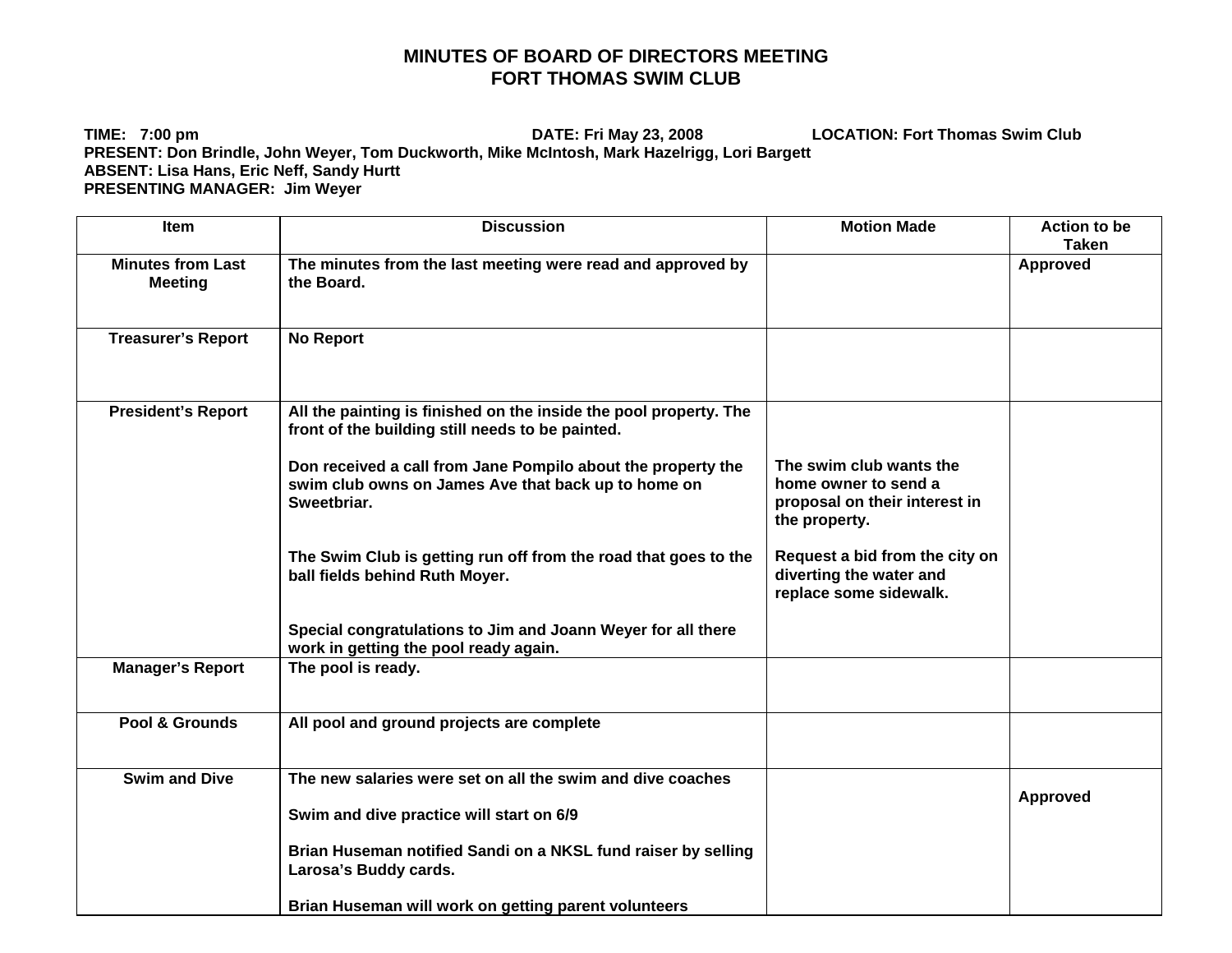# MINUTES OF BOARD OF DIRECTORS MEETING
# FORT THOMAS SWIM CLUB

**TIME:** 7:00 pm **DATE:** Fri May 23, 2008 **LOCATION:** Fort Thomas Swim Club
**PRESENT:** Don Brindle, John Weyer, Tom Duckworth, Mike McIntosh, Mark Hazelrigg, Lori Bargett
**ABSENT:** Lisa Hans, Eric Neff, Sandy Hurtt
**PRESENTING MANAGER:** Jim Weyer

| Item | Discussion | Motion Made | Action to be Taken |
|---|---|---|---|
| Minutes from Last Meeting | The minutes from the last meeting were read and approved by the Board. | | Approved |
| Treasurer's Report | No Report | | |
| President's Report | All the painting is finished on the inside the pool property. The front of the building still needs to be painted.<br><br>Don received a call from Jane Pompilo about the property the swim club owns on James Ave that back up to home on Sweetbriar.<br><br>The Swim Club is getting run off from the road that goes to the ball fields behind Ruth Moyer.<br><br>Special congratulations to Jim and Joann Weyer for all there work in getting the pool ready again. | The swim club wants the home owner to send a proposal on their interest in the property.<br><br>Request a bid from the city on diverting the water and replace some sidewalk. | |
| Manager's Report | The pool is ready. | | |
| Pool & Grounds | All pool and ground projects are complete | | |
| Swim and Dive | The new salaries were set on all the swim and dive coaches<br><br>Swim and dive practice will start on 6/9<br><br>Brian Huseman notified Sandi on a NKSL fund raiser by selling Larosa's Buddy cards.<br><br>Brian Huseman will work on getting parent volunteers | | Approved |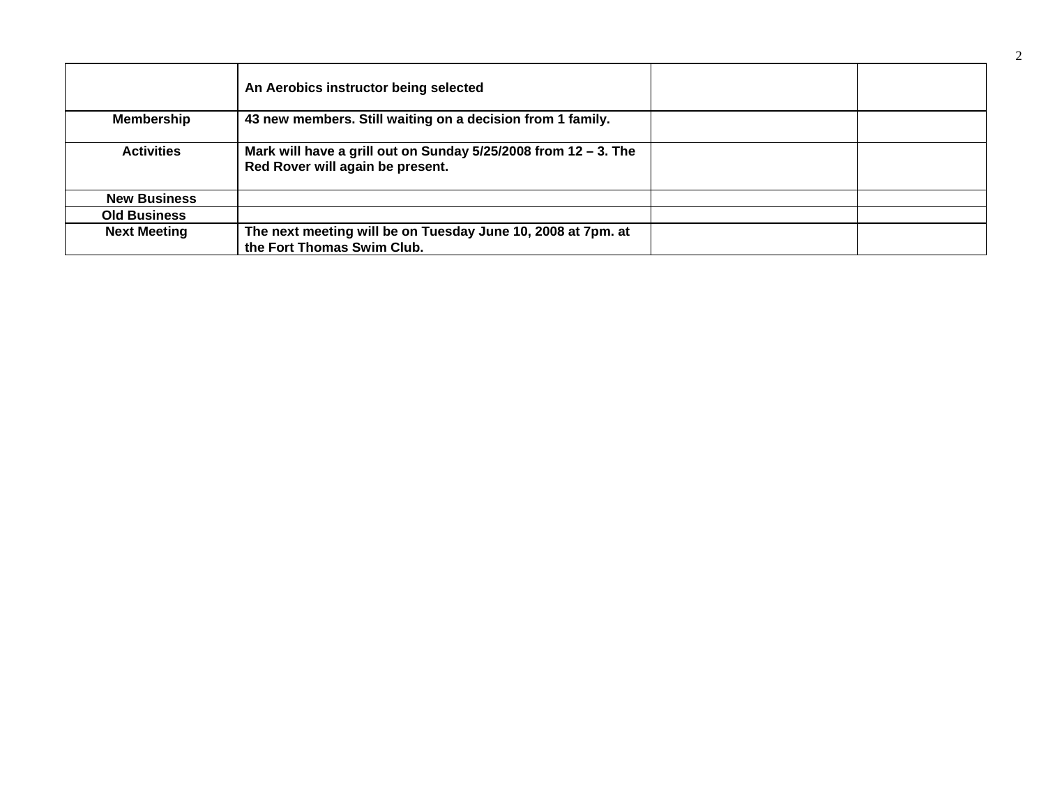| | | | |
|---|---|---|---|
| | **An Aerobics instructor being selected** | | |
| **Membership** | **43 new members. Still waiting on a decision from 1 family.** | | |
| **Activities** | **Mark will have a grill out on Sunday 5/25/2008 from 12 – 3. The Red Rover will again be present.** | | |
| **New Business** | | | |
| **Old Business** | | | |
| **Next Meeting** | **The next meeting will be on Tuesday June 10, 2008 at 7pm. at the Fort Thomas Swim Club.** | | |